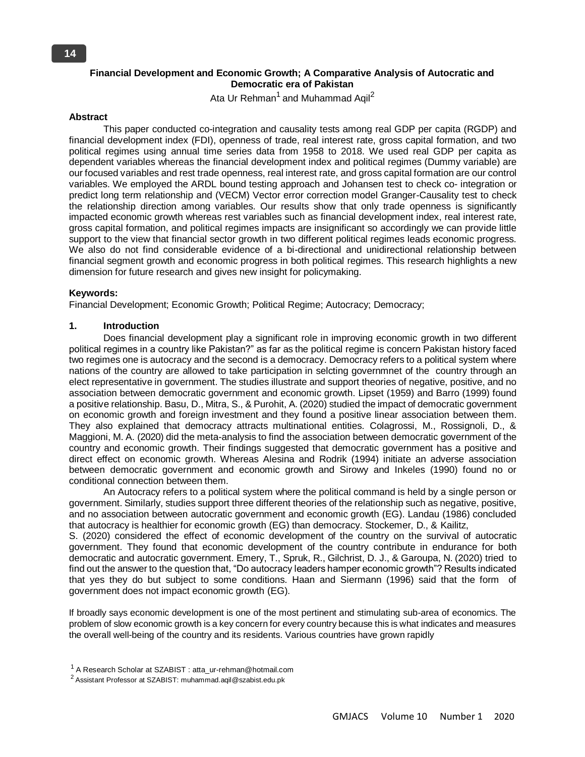# Financial Development and Economic Growth; A Comparative Analysis of Autocratic and Democratic era of Pakistan

Ata Ur Rehman[1] and Muhammad Aqil[2]

## Abstract

This paper conducted co-integration and causality tests among real GDP per capita (RGDP) and financial development index (FDI), openness of trade, real interest rate, gross capital formation, and two political regimes using annual time series data from 1958 to 2018. We used real GDP per capita as dependent variables whereas the financial development index and political regimes (Dummy variable) are our focused variables and rest trade openness, real interest rate, and gross capital formation are our control variables. We employed the ARDL bound testing approach and Johansen test to check co- integration or predict long term relationship and (VECM) Vector error correction model Granger-Causality test to check the relationship direction among variables. Our results show that only trade openness is significantly impacted economic growth whereas rest variables such as financial development index, real interest rate, gross capital formation, and political regimes impacts are insignificant so accordingly we can provide little support to the view that financial sector growth in two different political regimes leads economic progress. We also do not find considerable evidence of a bi-directional and unidirectional relationship between financial segment growth and economic progress in both political regimes. This research highlights a new dimension for future research and gives new insight for policymaking.

**Keywords:**
Financial Development; Economic Growth; Political Regime; Autocracy; Democracy;

## 1. Introduction

Does financial development play a significant role in improving economic growth in two different political regimes in a country like Pakistan?" as far as the political regime is concern Pakistan history faced two regimes one is autocracy and the second is a democracy. Democracy refers to a political system where nations of the country are allowed to take participation in selcting governmnet of the country through an elect representative in government. The studies illustrate and support theories of negative, positive, and no association between democratic government and economic growth. Lipset (1959) and Barro (1999) found a positive relationship. Basu, D., Mitra, S., & Purohit, A. (2020) studied the impact of democratic government on economic growth and foreign investment and they found a positive linear association between them. They also explained that democracy attracts multinational entities. Colagrossi, M., Rossignoli, D., & Maggioni, M. A. (2020) did the meta-analysis to find the association between democratic government of the country and economic growth. Their findings suggested that democratic government has a positive and direct effect on economic growth. Whereas Alesina and Rodrik (1994) initiate an adverse association between democratic government and economic growth and Sirowy and Inkeles (1990) found no or conditional connection between them.

An Autocracy refers to a political system where the political command is held by a single person or government. Similarly, studies support three different theories of the relationship such as negative, positive, and no association between autocratic government and economic growth (EG). Landau (1986) concluded that autocracy is healthier for economic growth (EG) than democracy. Stockemer, D., & Kailitz, S. (2020) considered the effect of economic development of the country on the survival of autocratic government. They found that economic development of the country contribute in endurance for both democratic and autocratic government. Emery, T., Spruk, R., Gilchrist, D. J., & Garoupa, N. (2020) tried to find out the answer to the question that, "Do autocracy leaders hamper economic growth"? Results indicated that yes they do but subject to some conditions. Haan and Siermann (1996) said that the form of government does not impact economic growth (EG).

If broadly says economic development is one of the most pertinent and stimulating sub-area of economics. The problem of slow economic growth is a key concern for every country because this is what indicates and measures the overall well-being of the country and its residents. Various countries have grown rapidly

[1] A Research Scholar at SZABIST : atta_ur-rehman@hotmail.com

[2] Assistant Professor at SZABIST: muhammad.aqil@szabist.edu.pk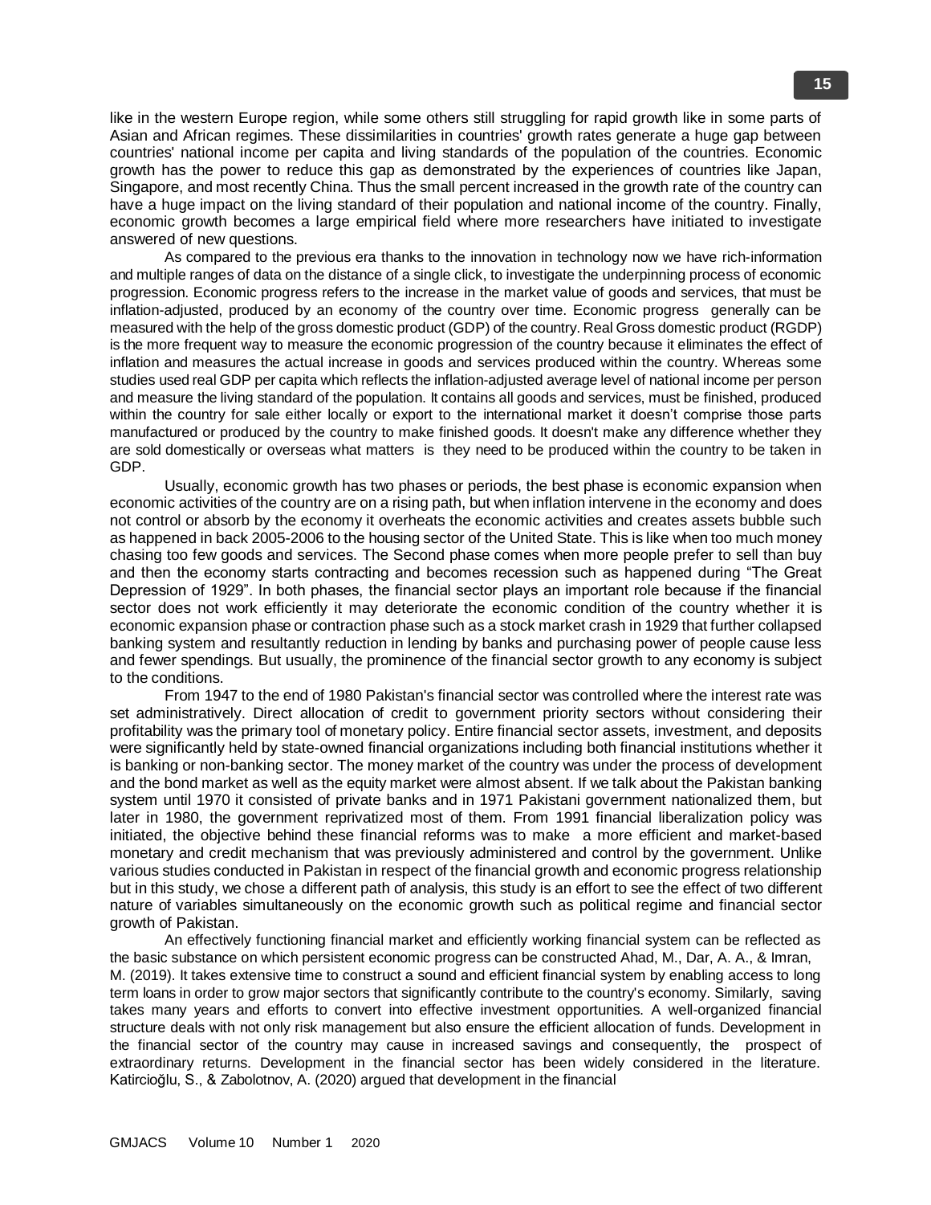like in the western Europe region, while some others still struggling for rapid growth like in some parts of Asian and African regimes. These dissimilarities in countries' growth rates generate a huge gap between countries' national income per capita and living standards of the population of the countries. Economic growth has the power to reduce this gap as demonstrated by the experiences of countries like Japan, Singapore, and most recently China. Thus the small percent increased in the growth rate of the country can have a huge impact on the living standard of their population and national income of the country. Finally, economic growth becomes a large empirical field where more researchers have initiated to investigate answered of new questions.

As compared to the previous era thanks to the innovation in technology now we have rich-information and multiple ranges of data on the distance of a single click, to investigate the underpinning process of economic progression. Economic progress refers to the increase in the market value of goods and services, that must be inflation-adjusted, produced by an economy of the country over time. Economic progress generally can be measured with the help of the gross domestic product (GDP) of the country. Real Gross domestic product (RGDP) is the more frequent way to measure the economic progression of the country because it eliminates the effect of inflation and measures the actual increase in goods and services produced within the country. Whereas some studies used real GDP per capita which reflects the inflation-adjusted average level of national income per person and measure the living standard of the population. It contains all goods and services, must be finished, produced within the country for sale either locally or export to the international market it doesn't comprise those parts manufactured or produced by the country to make finished goods. It doesn't make any difference whether they are sold domestically or overseas what matters is they need to be produced within the country to be taken in GDP.

Usually, economic growth has two phases or periods, the best phase is economic expansion when economic activities of the country are on a rising path, but when inflation intervene in the economy and does not control or absorb by the economy it overheats the economic activities and creates assets bubble such as happened in back 2005-2006 to the housing sector of the United State. This is like when too much money chasing too few goods and services. The Second phase comes when more people prefer to sell than buy and then the economy starts contracting and becomes recession such as happened during "The Great Depression of 1929". In both phases, the financial sector plays an important role because if the financial sector does not work efficiently it may deteriorate the economic condition of the country whether it is economic expansion phase or contraction phase such as a stock market crash in 1929 that further collapsed banking system and resultantly reduction in lending by banks and purchasing power of people cause less and fewer spendings. But usually, the prominence of the financial sector growth to any economy is subject to the conditions.

From 1947 to the end of 1980 Pakistan's financial sector was controlled where the interest rate was set administratively. Direct allocation of credit to government priority sectors without considering their profitability was the primary tool of monetary policy. Entire financial sector assets, investment, and deposits were significantly held by state-owned financial organizations including both financial institutions whether it is banking or non-banking sector. The money market of the country was under the process of development and the bond market as well as the equity market were almost absent. If we talk about the Pakistan banking system until 1970 it consisted of private banks and in 1971 Pakistani government nationalized them, but later in 1980, the government reprivatized most of them. From 1991 financial liberalization policy was initiated, the objective behind these financial reforms was to make a more efficient and market-based monetary and credit mechanism that was previously administered and control by the government. Unlike various studies conducted in Pakistan in respect of the financial growth and economic progress relationship but in this study, we chose a different path of analysis, this study is an effort to see the effect of two different nature of variables simultaneously on the economic growth such as political regime and financial sector growth of Pakistan.

An effectively functioning financial market and efficiently working financial system can be reflected as the basic substance on which persistent economic progress can be constructed Ahad, M., Dar, A. A., & Imran, M. (2019). It takes extensive time to construct a sound and efficient financial system by enabling access to long term loans in order to grow major sectors that significantly contribute to the country's economy. Similarly, saving takes many years and efforts to convert into effective investment opportunities. A well-organized financial structure deals with not only risk management but also ensure the efficient allocation of funds. Development in the financial sector of the country may cause in increased savings and consequently, the prospect of extraordinary returns. Development in the financial sector has been widely considered in the literature. Katircioğlu, S., & Zabolotnov, A. (2020) argued that development in the financial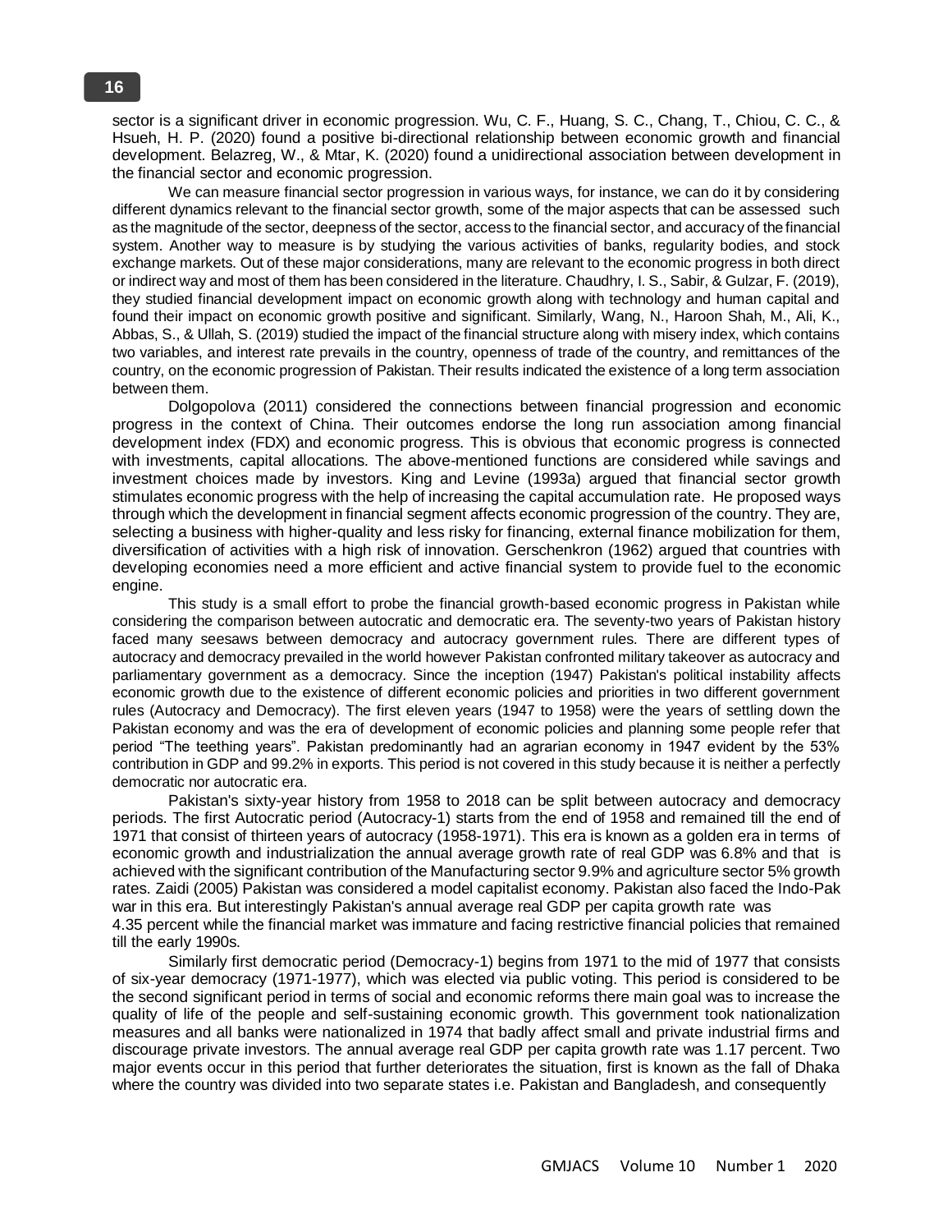sector is a significant driver in economic progression. Wu, C. F., Huang, S. C., Chang, T., Chiou, C. C., & Hsueh, H. P. (2020) found a positive bi-directional relationship between economic growth and financial development. Belazreg, W., & Mtar, K. (2020) found a unidirectional association between development in the financial sector and economic progression.

We can measure financial sector progression in various ways, for instance, we can do it by considering different dynamics relevant to the financial sector growth, some of the major aspects that can be assessed such as the magnitude of the sector, deepness of the sector, access to the financial sector, and accuracy of the financial system. Another way to measure is by studying the various activities of banks, regularity bodies, and stock exchange markets. Out of these major considerations, many are relevant to the economic progress in both direct or indirect way and most of them has been considered in the literature. Chaudhry, I. S., Sabir, & Gulzar, F. (2019), they studied financial development impact on economic growth along with technology and human capital and found their impact on economic growth positive and significant. Similarly, Wang, N., Haroon Shah, M., Ali, K., Abbas, S., & Ullah, S. (2019) studied the impact of the financial structure along with misery index, which contains two variables, and interest rate prevails in the country, openness of trade of the country, and remittances of the country, on the economic progression of Pakistan. Their results indicated the existence of a long term association between them.

Dolgopolova (2011) considered the connections between financial progression and economic progress in the context of China. Their outcomes endorse the long run association among financial development index (FDX) and economic progress. This is obvious that economic progress is connected with investments, capital allocations. The above-mentioned functions are considered while savings and investment choices made by investors. King and Levine (1993a) argued that financial sector growth stimulates economic progress with the help of increasing the capital accumulation rate. He proposed ways through which the development in financial segment affects economic progression of the country. They are, selecting a business with higher-quality and less risky for financing, external finance mobilization for them, diversification of activities with a high risk of innovation. Gerschenkron (1962) argued that countries with developing economies need a more efficient and active financial system to provide fuel to the economic engine.

This study is a small effort to probe the financial growth-based economic progress in Pakistan while considering the comparison between autocratic and democratic era. The seventy-two years of Pakistan history faced many seesaws between democracy and autocracy government rules. There are different types of autocracy and democracy prevailed in the world however Pakistan confronted military takeover as autocracy and parliamentary government as a democracy. Since the inception (1947) Pakistan's political instability affects economic growth due to the existence of different economic policies and priorities in two different government rules (Autocracy and Democracy). The first eleven years (1947 to 1958) were the years of settling down the Pakistan economy and was the era of development of economic policies and planning some people refer that period "The teething years". Pakistan predominantly had an agrarian economy in 1947 evident by the 53% contribution in GDP and 99.2% in exports. This period is not covered in this study because it is neither a perfectly democratic nor autocratic era.

Pakistan's sixty-year history from 1958 to 2018 can be split between autocracy and democracy periods. The first Autocratic period (Autocracy-1) starts from the end of 1958 and remained till the end of 1971 that consist of thirteen years of autocracy (1958-1971). This era is known as a golden era in terms of economic growth and industrialization the annual average growth rate of real GDP was 6.8% and that is achieved with the significant contribution of the Manufacturing sector 9.9% and agriculture sector 5% growth rates. Zaidi (2005) Pakistan was considered a model capitalist economy. Pakistan also faced the Indo-Pak war in this era. But interestingly Pakistan's annual average real GDP per capita growth rate was 4.35 percent while the financial market was immature and facing restrictive financial policies that remained till the early 1990s.

Similarly first democratic period (Democracy-1) begins from 1971 to the mid of 1977 that consists of six-year democracy (1971-1977), which was elected via public voting. This period is considered to be the second significant period in terms of social and economic reforms there main goal was to increase the quality of life of the people and self-sustaining economic growth. This government took nationalization measures and all banks were nationalized in 1974 that badly affect small and private industrial firms and discourage private investors. The annual average real GDP per capita growth rate was 1.17 percent. Two major events occur in this period that further deteriorates the situation, first is known as the fall of Dhaka where the country was divided into two separate states i.e. Pakistan and Bangladesh, and consequently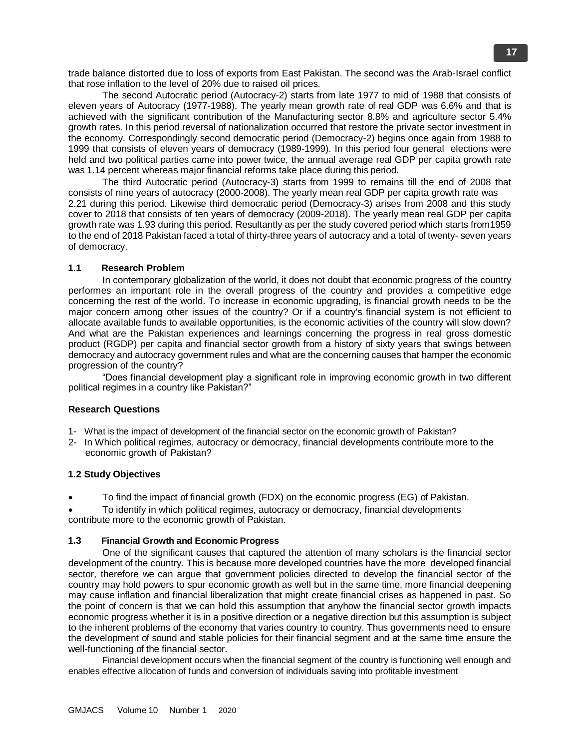trade balance distorted due to loss of exports from East Pakistan. The second was the Arab-Israel conflict that rose inflation to the level of 20% due to raised oil prices.

The second Autocratic period (Autocracy-2) starts from late 1977 to mid of 1988 that consists of eleven years of Autocracy (1977-1988). The yearly mean growth rate of real GDP was 6.6% and that is achieved with the significant contribution of the Manufacturing sector 8.8% and agriculture sector 5.4% growth rates. In this period reversal of nationalization occurred that restore the private sector investment in the economy. Correspondingly second democratic period (Democracy-2) begins once again from 1988 to 1999 that consists of eleven years of democracy (1989-1999). In this period four general elections were held and two political parties came into power twice, the annual average real GDP per capita growth rate was 1.14 percent whereas major financial reforms take place during this period.

The third Autocratic period (Autocracy-3) starts from 1999 to remains till the end of 2008 that consists of nine years of autocracy (2000-2008). The yearly mean real GDP per capita growth rate was 2.21 during this period. Likewise third democratic period (Democracy-3) arises from 2008 and this study cover to 2018 that consists of ten years of democracy (2009-2018). The yearly mean real GDP per capita growth rate was 1.93 during this period. Resultantly as per the study covered period which starts from1959 to the end of 2018 Pakistan faced a total of thirty-three years of autocracy and a total of twenty- seven years of democracy.

## 1.1 Research Problem

In contemporary globalization of the world, it does not doubt that economic progress of the country performes an important role in the overall progress of the country and provides a competitive edge concerning the rest of the world. To increase in economic upgrading, is financial growth needs to be the major concern among other issues of the country? Or if a country's financial system is not efficient to allocate available funds to available opportunities, is the economic activities of the country will slow down? And what are the Pakistan experiences and learnings concerning the progress in real gross domestic product (RGDP) per capita and financial sector growth from a history of sixty years that swings between democracy and autocracy government rules and what are the concerning causes that hamper the economic progression of the country?

"Does financial development play a significant role in improving economic growth in two different political regimes in a country like Pakistan?"

### Research Questions

1- What is the impact of development of the financial sector on the economic growth of Pakistan?
2- In Which political regimes, autocracy or democracy, financial developments contribute more to the economic growth of Pakistan?

## 1.2 Study Objectives

- To find the impact of financial growth (FDX) on the economic progress (EG) of Pakistan.
- To identify in which political regimes, autocracy or democracy, financial developments contribute more to the economic growth of Pakistan.

## 1.3 Financial Growth and Economic Progress

One of the significant causes that captured the attention of many scholars is the financial sector development of the country. This is because more developed countries have the more developed financial sector, therefore we can argue that government policies directed to develop the financial sector of the country may hold powers to spur economic growth as well but in the same time, more financial deepening may cause inflation and financial liberalization that might create financial crises as happened in past. So the point of concern is that we can hold this assumption that anyhow the financial sector growth impacts economic progress whether it is in a positive direction or a negative direction but this assumption is subject to the inherent problems of the economy that varies country to country. Thus governments need to ensure the development of sound and stable policies for their financial segment and at the same time ensure the well-functioning of the financial sector.

Financial development occurs when the financial segment of the country is functioning well enough and enables effective allocation of funds and conversion of individuals saving into profitable investment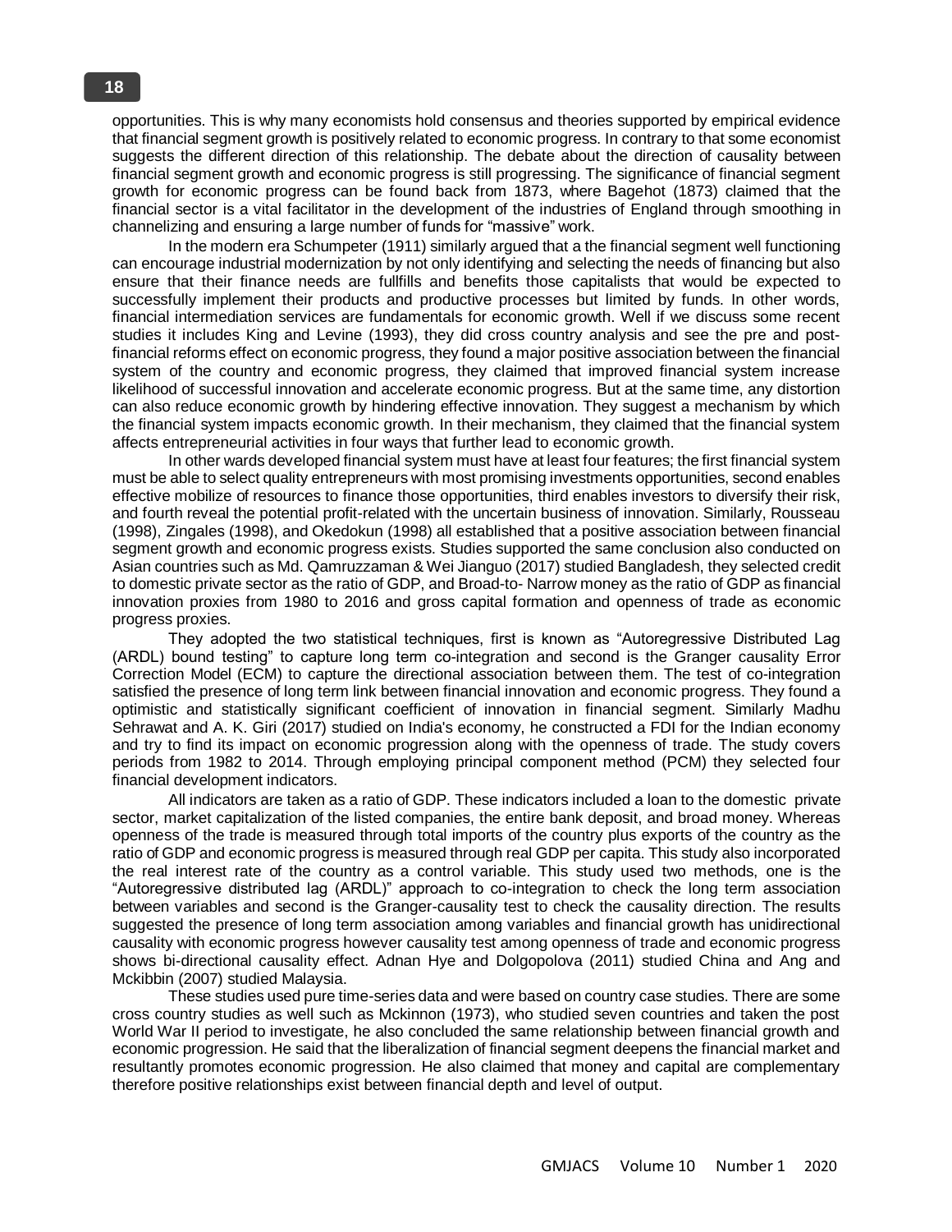opportunities. This is why many economists hold consensus and theories supported by empirical evidence that financial segment growth is positively related to economic progress. In contrary to that some economist suggests the different direction of this relationship. The debate about the direction of causality between financial segment growth and economic progress is still progressing. The significance of financial segment growth for economic progress can be found back from 1873, where Bagehot (1873) claimed that the financial sector is a vital facilitator in the development of the industries of England through smoothing in channelizing and ensuring a large number of funds for "massive" work.

In the modern era Schumpeter (1911) similarly argued that a the financial segment well functioning can encourage industrial modernization by not only identifying and selecting the needs of financing but also ensure that their finance needs are fullfills and benefits those capitalists that would be expected to successfully implement their products and productive processes but limited by funds. In other words, financial intermediation services are fundamentals for economic growth. Well if we discuss some recent studies it includes King and Levine (1993), they did cross country analysis and see the pre and post-financial reforms effect on economic progress, they found a major positive association between the financial system of the country and economic progress, they claimed that improved financial system increase likelihood of successful innovation and accelerate economic progress. But at the same time, any distortion can also reduce economic growth by hindering effective innovation. They suggest a mechanism by which the financial system impacts economic growth. In their mechanism, they claimed that the financial system affects entrepreneurial activities in four ways that further lead to economic growth.

In other wards developed financial system must have at least four features; the first financial system must be able to select quality entrepreneurs with most promising investments opportunities, second enables effective mobilize of resources to finance those opportunities, third enables investors to diversify their risk, and fourth reveal the potential profit-related with the uncertain business of innovation. Similarly, Rousseau (1998), Zingales (1998), and Okedokun (1998) all established that a positive association between financial segment growth and economic progress exists. Studies supported the same conclusion also conducted on Asian countries such as Md. Qamruzzaman & Wei Jianguo (2017) studied Bangladesh, they selected credit to domestic private sector as the ratio of GDP, and Broad-to- Narrow money as the ratio of GDP as financial innovation proxies from 1980 to 2016 and gross capital formation and openness of trade as economic progress proxies.

They adopted the two statistical techniques, first is known as "Autoregressive Distributed Lag (ARDL) bound testing" to capture long term co-integration and second is the Granger causality Error Correction Model (ECM) to capture the directional association between them. The test of co-integration satisfied the presence of long term link between financial innovation and economic progress. They found a optimistic and statistically significant coefficient of innovation in financial segment. Similarly Madhu Sehrawat and A. K. Giri (2017) studied on India's economy, he constructed a FDI for the Indian economy and try to find its impact on economic progression along with the openness of trade. The study covers periods from 1982 to 2014. Through employing principal component method (PCM) they selected four financial development indicators.

All indicators are taken as a ratio of GDP. These indicators included a loan to the domestic private sector, market capitalization of the listed companies, the entire bank deposit, and broad money. Whereas openness of the trade is measured through total imports of the country plus exports of the country as the ratio of GDP and economic progress is measured through real GDP per capita. This study also incorporated the real interest rate of the country as a control variable. This study used two methods, one is the "Autoregressive distributed lag (ARDL)" approach to co-integration to check the long term association between variables and second is the Granger-causality test to check the causality direction. The results suggested the presence of long term association among variables and financial growth has unidirectional causality with economic progress however causality test among openness of trade and economic progress shows bi-directional causality effect. Adnan Hye and Dolgopolova (2011) studied China and Ang and Mckibbin (2007) studied Malaysia.

These studies used pure time-series data and were based on country case studies. There are some cross country studies as well such as Mckinnon (1973), who studied seven countries and taken the post World War II period to investigate, he also concluded the same relationship between financial growth and economic progression. He said that the liberalization of financial segment deepens the financial market and resultantly promotes economic progression. He also claimed that money and capital are complementary therefore positive relationships exist between financial depth and level of output.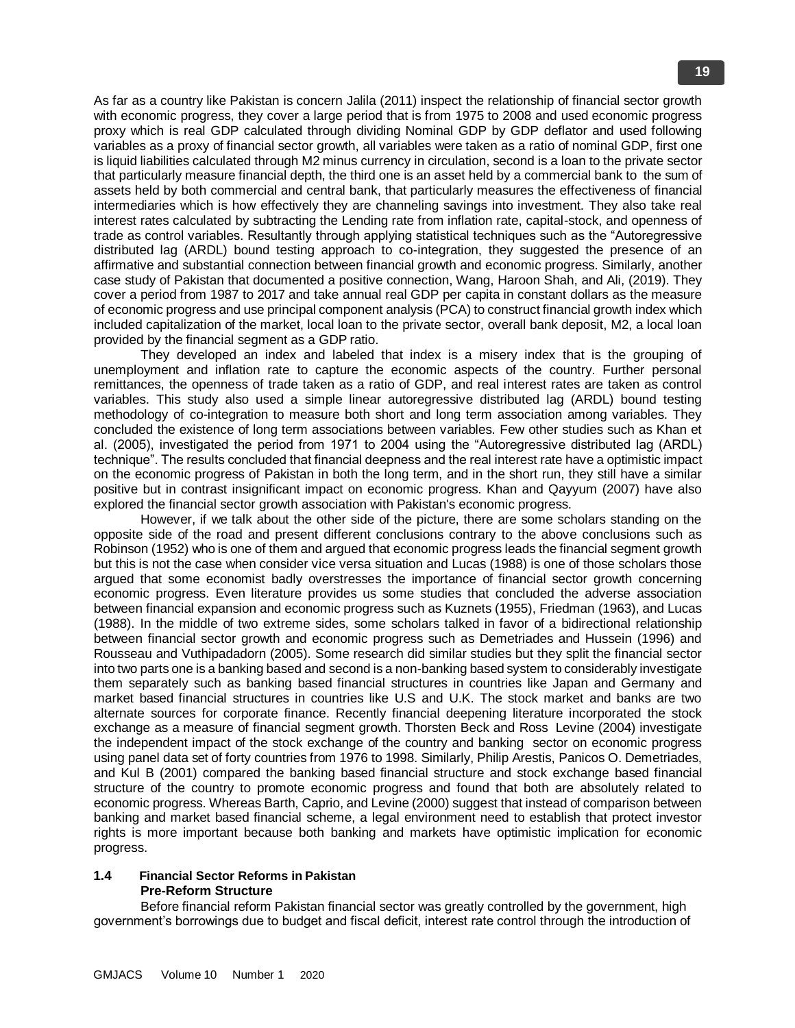As far as a country like Pakistan is concern Jalila (2011) inspect the relationship of financial sector growth with economic progress, they cover a large period that is from 1975 to 2008 and used economic progress proxy which is real GDP calculated through dividing Nominal GDP by GDP deflator and used following variables as a proxy of financial sector growth, all variables were taken as a ratio of nominal GDP, first one is liquid liabilities calculated through M2 minus currency in circulation, second is a loan to the private sector that particularly measure financial depth, the third one is an asset held by a commercial bank to the sum of assets held by both commercial and central bank, that particularly measures the effectiveness of financial intermediaries which is how effectively they are channeling savings into investment. They also take real interest rates calculated by subtracting the Lending rate from inflation rate, capital-stock, and openness of trade as control variables. Resultantly through applying statistical techniques such as the "Autoregressive distributed lag (ARDL) bound testing approach to co-integration, they suggested the presence of an affirmative and substantial connection between financial growth and economic progress. Similarly, another case study of Pakistan that documented a positive connection, Wang, Haroon Shah, and Ali, (2019). They cover a period from 1987 to 2017 and take annual real GDP per capita in constant dollars as the measure of economic progress and use principal component analysis (PCA) to construct financial growth index which included capitalization of the market, local loan to the private sector, overall bank deposit, M2, a local loan provided by the financial segment as a GDP ratio.

They developed an index and labeled that index is a misery index that is the grouping of unemployment and inflation rate to capture the economic aspects of the country. Further personal remittances, the openness of trade taken as a ratio of GDP, and real interest rates are taken as control variables. This study also used a simple linear autoregressive distributed lag (ARDL) bound testing methodology of co-integration to measure both short and long term association among variables. They concluded the existence of long term associations between variables. Few other studies such as Khan et al. (2005), investigated the period from 1971 to 2004 using the "Autoregressive distributed lag (ARDL) technique". The results concluded that financial deepness and the real interest rate have a optimistic impact on the economic progress of Pakistan in both the long term, and in the short run, they still have a similar positive but in contrast insignificant impact on economic progress. Khan and Qayyum (2007) have also explored the financial sector growth association with Pakistan's economic progress.

However, if we talk about the other side of the picture, there are some scholars standing on the opposite side of the road and present different conclusions contrary to the above conclusions such as Robinson (1952) who is one of them and argued that economic progress leads the financial segment growth but this is not the case when consider vice versa situation and Lucas (1988) is one of those scholars those argued that some economist badly overstresses the importance of financial sector growth concerning economic progress. Even literature provides us some studies that concluded the adverse association between financial expansion and economic progress such as Kuznets (1955), Friedman (1963), and Lucas (1988). In the middle of two extreme sides, some scholars talked in favor of a bidirectional relationship between financial sector growth and economic progress such as Demetriades and Hussein (1996) and Rousseau and Vuthipadadorn (2005). Some research did similar studies but they split the financial sector into two parts one is a banking based and second is a non-banking based system to considerably investigate them separately such as banking based financial structures in countries like Japan and Germany and market based financial structures in countries like U.S and U.K. The stock market and banks are two alternate sources for corporate finance. Recently financial deepening literature incorporated the stock exchange as a measure of financial segment growth. Thorsten Beck and Ross Levine (2004) investigate the independent impact of the stock exchange of the country and banking sector on economic progress using panel data set of forty countries from 1976 to 1998. Similarly, Philip Arestis, Panicos O. Demetriades, and Kul B (2001) compared the banking based financial structure and stock exchange based financial structure of the country to promote economic progress and found that both are absolutely related to economic progress. Whereas Barth, Caprio, and Levine (2000) suggest that instead of comparison between banking and market based financial scheme, a legal environment need to establish that protect investor rights is more important because both banking and markets have optimistic implication for economic progress.

### 1.4 Financial Sector Reforms in Pakistan

#### Pre-Reform Structure

Before financial reform Pakistan financial sector was greatly controlled by the government, high government's borrowings due to budget and fiscal deficit, interest rate control through the introduction of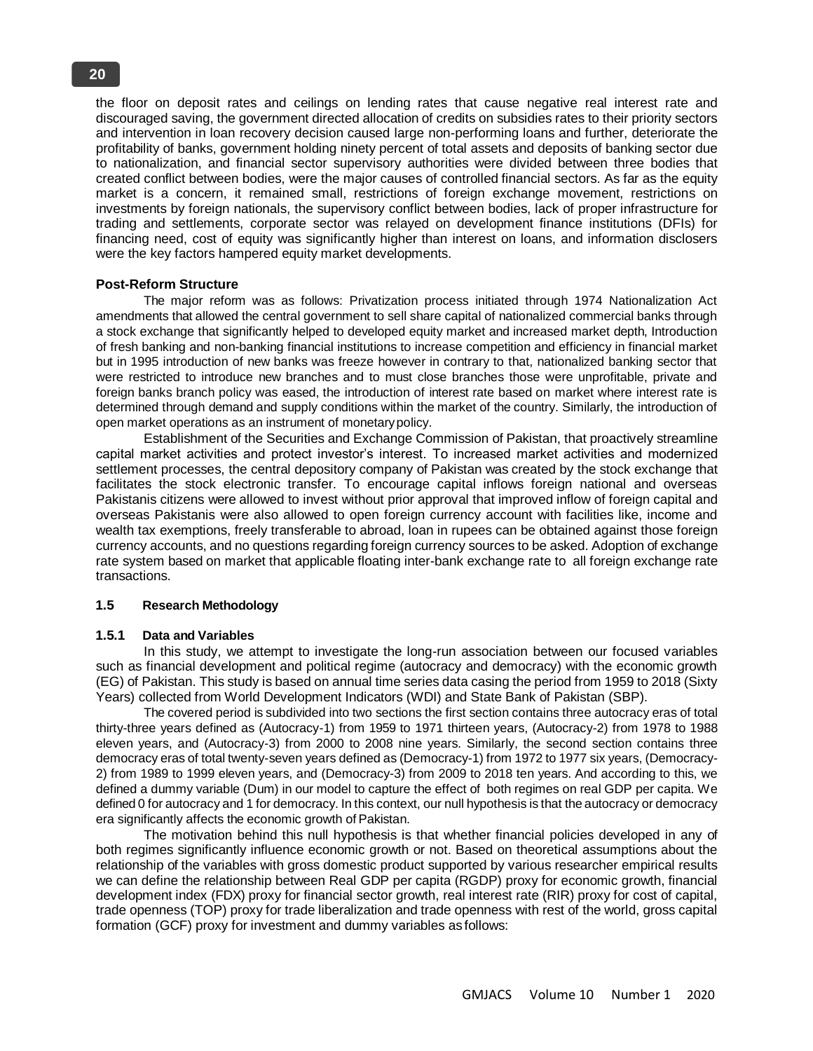the floor on deposit rates and ceilings on lending rates that cause negative real interest rate and discouraged saving, the government directed allocation of credits on subsidies rates to their priority sectors and intervention in loan recovery decision caused large non-performing loans and further, deteriorate the profitability of banks, government holding ninety percent of total assets and deposits of banking sector due to nationalization, and financial sector supervisory authorities were divided between three bodies that created conflict between bodies, were the major causes of controlled financial sectors. As far as the equity market is a concern, it remained small, restrictions of foreign exchange movement, restrictions on investments by foreign nationals, the supervisory conflict between bodies, lack of proper infrastructure for trading and settlements, corporate sector was relayed on development finance institutions (DFIs) for financing need, cost of equity was significantly higher than interest on loans, and information disclosers were the key factors hampered equity market developments.

**Post-Reform Structure**

The major reform was as follows: Privatization process initiated through 1974 Nationalization Act amendments that allowed the central government to sell share capital of nationalized commercial banks through a stock exchange that significantly helped to developed equity market and increased market depth, Introduction of fresh banking and non-banking financial institutions to increase competition and efficiency in financial market but in 1995 introduction of new banks was freeze however in contrary to that, nationalized banking sector that were restricted to introduce new branches and to must close branches those were unprofitable, private and foreign banks branch policy was eased, the introduction of interest rate based on market where interest rate is determined through demand and supply conditions within the market of the country. Similarly, the introduction of open market operations as an instrument of monetary policy.

Establishment of the Securities and Exchange Commission of Pakistan, that proactively streamline capital market activities and protect investor's interest. To increased market activities and modernized settlement processes, the central depository company of Pakistan was created by the stock exchange that facilitates the stock electronic transfer. To encourage capital inflows foreign national and overseas Pakistanis citizens were allowed to invest without prior approval that improved inflow of foreign capital and overseas Pakistanis were also allowed to open foreign currency account with facilities like, income and wealth tax exemptions, freely transferable to abroad, loan in rupees can be obtained against those foreign currency accounts, and no questions regarding foreign currency sources to be asked. Adoption of exchange rate system based on market that applicable floating inter-bank exchange rate to all foreign exchange rate transactions.

### 1.5 Research Methodology

#### 1.5.1 Data and Variables

In this study, we attempt to investigate the long-run association between our focused variables such as financial development and political regime (autocracy and democracy) with the economic growth (EG) of Pakistan. This study is based on annual time series data casing the period from 1959 to 2018 (Sixty Years) collected from World Development Indicators (WDI) and State Bank of Pakistan (SBP).

The covered period is subdivided into two sections the first section contains three autocracy eras of total thirty-three years defined as (Autocracy-1) from 1959 to 1971 thirteen years, (Autocracy-2) from 1978 to 1988 eleven years, and (Autocracy-3) from 2000 to 2008 nine years. Similarly, the second section contains three democracy eras of total twenty-seven years defined as (Democracy-1) from 1972 to 1977 six years, (Democracy-2) from 1989 to 1999 eleven years, and (Democracy-3) from 2009 to 2018 ten years. And according to this, we defined a dummy variable (Dum) in our model to capture the effect of both regimes on real GDP per capita. We defined 0 for autocracy and 1 for democracy. In this context, our null hypothesis is that the autocracy or democracy era significantly affects the economic growth of Pakistan.

The motivation behind this null hypothesis is that whether financial policies developed in any of both regimes significantly influence economic growth or not. Based on theoretical assumptions about the relationship of the variables with gross domestic product supported by various researcher empirical results we can define the relationship between Real GDP per capita (RGDP) proxy for economic growth, financial development index (FDX) proxy for financial sector growth, real interest rate (RIR) proxy for cost of capital, trade openness (TOP) proxy for trade liberalization and trade openness with rest of the world, gross capital formation (GCF) proxy for investment and dummy variables as follows: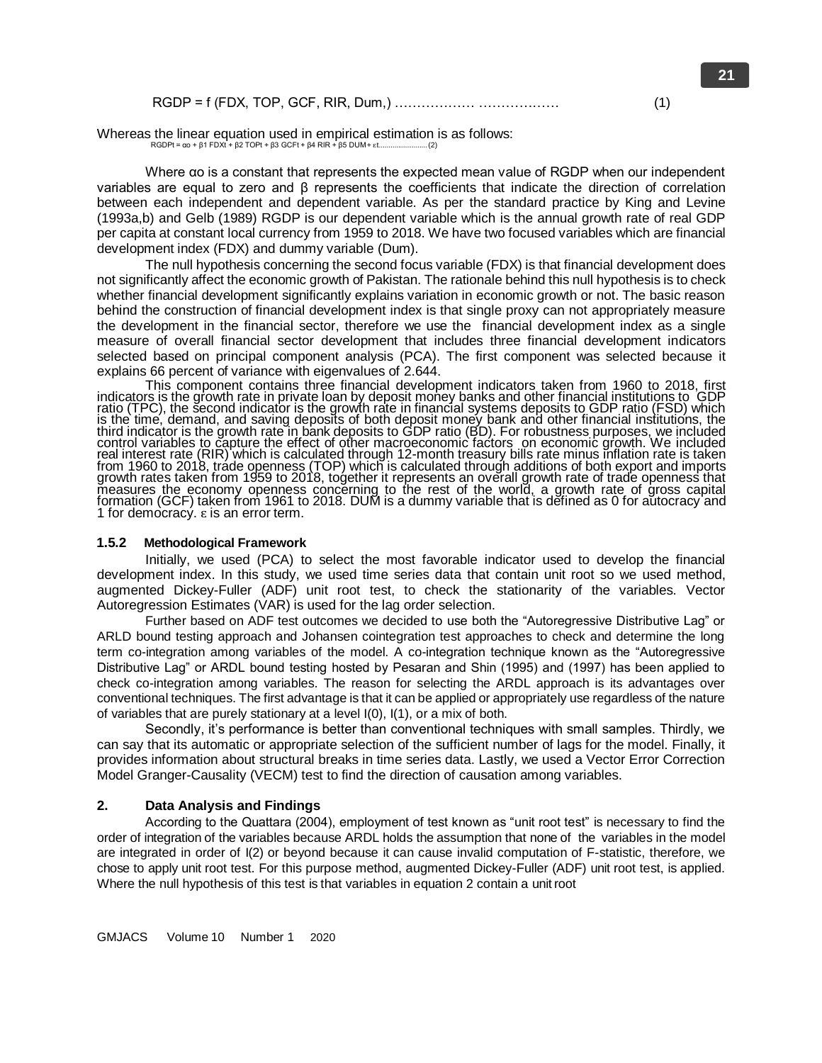$$RGDP = f\,(FDX, TOP, GCF, RIR, Dum,) \quad \ldots\ldots\ldots\ldots\ldots\ldots \ldots\ldots\ldots\ldots\ldots\ldots \quad (1)$$

Whereas the linear equation used in empirical estimation is as follows:

$$RGDPt = \alpha o + \beta 1\ FDXt + \beta 2\ TOPt + \beta 3\ GCFt + \beta 4\ RIR + \beta 5\ DUM + \varepsilon t \ldots\ldots\ldots\ldots\ldots\ldots \ (2)$$

Where αo is a constant that represents the expected mean value of RGDP when our independent variables are equal to zero and β represents the coefficients that indicate the direction of correlation between each independent and dependent variable. As per the standard practice by King and Levine (1993a,b) and Gelb (1989) RGDP is our dependent variable which is the annual growth rate of real GDP per capita at constant local currency from 1959 to 2018. We have two focused variables which are financial development index (FDX) and dummy variable (Dum).

The null hypothesis concerning the second focus variable (FDX) is that financial development does not significantly affect the economic growth of Pakistan. The rationale behind this null hypothesis is to check whether financial development significantly explains variation in economic growth or not. The basic reason behind the construction of financial development index is that single proxy can not appropriately measure the development in the financial sector, therefore we use the financial development index as a single measure of overall financial sector development that includes three financial development indicators selected based on principal component analysis (PCA). The first component was selected because it explains 66 percent of variance with eigenvalues of 2.644.

This component contains three financial development indicators taken from 1960 to 2018, first indicators is the growth rate in private loan by deposit money banks and other financial institutions to GDP ratio (TPC), the second indicator is the growth rate in financial systems deposits to GDP ratio (FSD) which is the time, demand, and saving deposits of both deposit money bank and other financial institutions, the third indicator is the growth rate in bank deposits to GDP ratio (BD). For robustness purposes, we included control variables to capture the effect of other macroeconomic factors on economic growth. We included real interest rate (RIR) which is calculated through 12-month treasury bills rate minus inflation rate is taken from 1960 to 2018, trade openness (TOP) which is calculated through additions of both export and imports growth rates taken from 1959 to 2018, together it represents an overall growth rate of trade openness that measures the economy openness concerning to the rest of the world, a growth rate of gross capital formation (GCF) taken from 1961 to 2018. DUM is a dummy variable that is defined as 0 for autocracy and 1 for democracy. ε is an error term.

### 1.5.2 Methodological Framework

Initially, we used (PCA) to select the most favorable indicator used to develop the financial development index. In this study, we used time series data that contain unit root so we used method, augmented Dickey-Fuller (ADF) unit root test, to check the stationarity of the variables. Vector Autoregression Estimates (VAR) is used for the lag order selection.

Further based on ADF test outcomes we decided to use both the "Autoregressive Distributive Lag" or ARLD bound testing approach and Johansen cointegration test approaches to check and determine the long term co-integration among variables of the model. A co-integration technique known as the "Autoregressive Distributive Lag" or ARDL bound testing hosted by Pesaran and Shin (1995) and (1997) has been applied to check co-integration among variables. The reason for selecting the ARDL approach is its advantages over conventional techniques. The first advantage is that it can be applied or appropriately use regardless of the nature of variables that are purely stationary at a level I(0), I(1), or a mix of both.

Secondly, it's performance is better than conventional techniques with small samples. Thirdly, we can say that its automatic or appropriate selection of the sufficient number of lags for the model. Finally, it provides information about structural breaks in time series data. Lastly, we used a Vector Error Correction Model Granger-Causality (VECM) test to find the direction of causation among variables.

## 2. Data Analysis and Findings

According to the Quattara (2004), employment of test known as "unit root test" is necessary to find the order of integration of the variables because ARDL holds the assumption that none of the variables in the model are integrated in order of I(2) or beyond because it can cause invalid computation of F-statistic, therefore, we chose to apply unit root test. For this purpose method, augmented Dickey-Fuller (ADF) unit root test, is applied. Where the null hypothesis of this test is that variables in equation 2 contain a unit root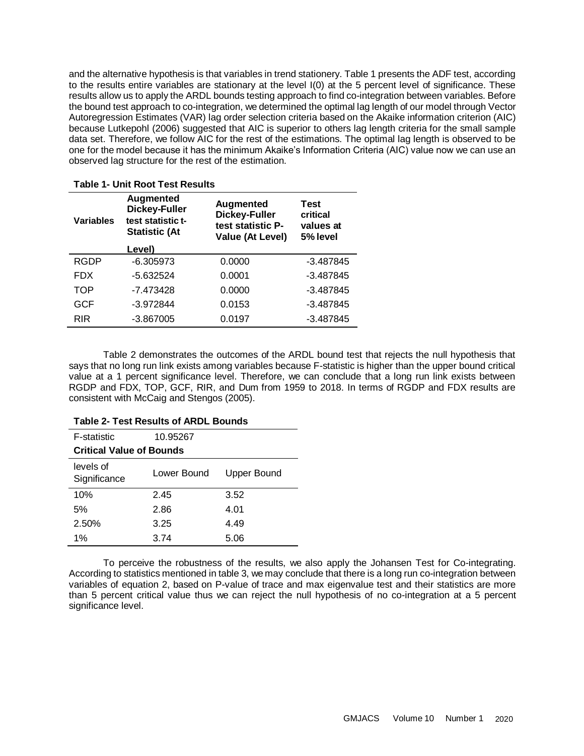and the alternative hypothesis is that variables in trend stationery. Table 1 presents the ADF test, according to the results entire variables are stationary at the level I(0) at the 5 percent level of significance. These results allow us to apply the ARDL bounds testing approach to find co-integration between variables. Before the bound test approach to co-integration, we determined the optimal lag length of our model through Vector Autoregression Estimates (VAR) lag order selection criteria based on the Akaike information criterion (AIC) because Lutkepohl (2006) suggested that AIC is superior to others lag length criteria for the small sample data set. Therefore, we follow AIC for the rest of the estimations. The optimal lag length is observed to be one for the model because it has the minimum Akaike's Information Criteria (AIC) value now we can use an observed lag structure for the rest of the estimation.

**Table 1- Unit Root Test Results**

| Variables | Augmented Dickey-Fuller test statistic t-Statistic (At Level) | Augmented Dickey-Fuller test statistic P-Value (At Level) | Test critical values at 5% level |
|---|---|---|---|
| RGDP | -6.305973 | 0.0000 | -3.487845 |
| FDX | -5.632524 | 0.0001 | -3.487845 |
| TOP | -7.473428 | 0.0000 | -3.487845 |
| GCF | -3.972844 | 0.0153 | -3.487845 |
| RIR | -3.867005 | 0.0197 | -3.487845 |

Table 2 demonstrates the outcomes of the ARDL bound test that rejects the null hypothesis that says that no long run link exists among variables because F-statistic is higher than the upper bound critical value at a 1 percent significance level. Therefore, we can conclude that a long run link exists between RGDP and FDX, TOP, GCF, RIR, and Dum from 1959 to 2018. In terms of RGDP and FDX results are consistent with McCaig and Stengos (2005).

**Table 2- Test Results of ARDL Bounds**

| F-statistic | 10.95267 | |
|---|---|---|
| **Critical Value of Bounds** | | |
| levels of Significance | Lower Bound | Upper Bound |
| 10% | 2.45 | 3.52 |
| 5% | 2.86 | 4.01 |
| 2.50% | 3.25 | 4.49 |
| 1% | 3.74 | 5.06 |

To perceive the robustness of the results, we also apply the Johansen Test for Co-integrating. According to statistics mentioned in table 3, we may conclude that there is a long run co-integration between variables of equation 2, based on P-value of trace and max eigenvalue test and their statistics are more than 5 percent critical value thus we can reject the null hypothesis of no co-integration at a 5 percent significance level.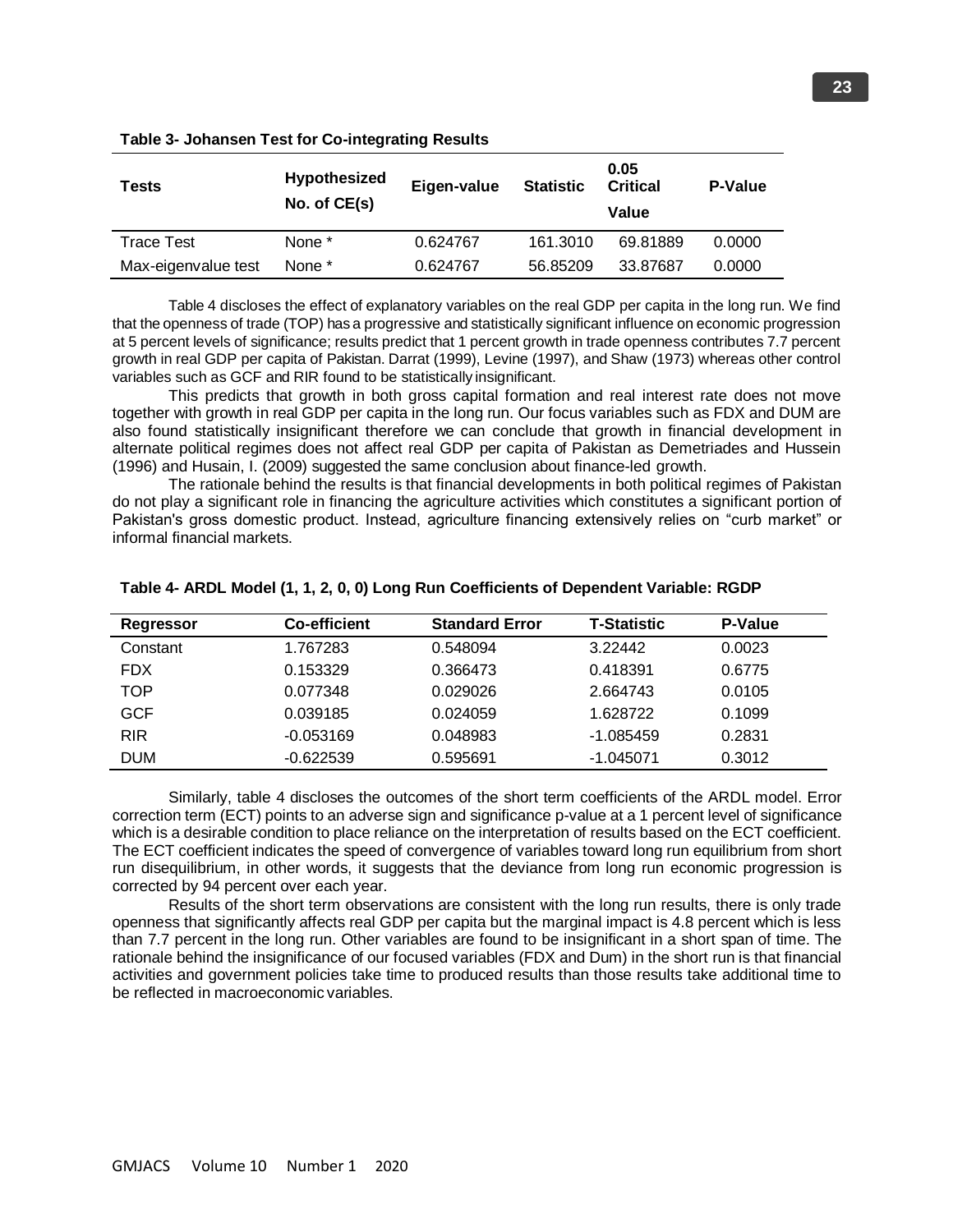**Table 3- Johansen Test for Co-integrating Results**

| Tests | Hypothesized No. of CE(s) | Eigen-value | Statistic | 0.05 Critical Value | P-Value |
|---|---|---|---|---|---|
| Trace Test | None * | 0.624767 | 161.3010 | 69.81889 | 0.0000 |
| Max-eigenvalue test | None * | 0.624767 | 56.85209 | 33.87687 | 0.0000 |

Table 4 discloses the effect of explanatory variables on the real GDP per capita in the long run. We find that the openness of trade (TOP) has a progressive and statistically significant influence on economic progression at 5 percent levels of significance; results predict that 1 percent growth in trade openness contributes 7.7 percent growth in real GDP per capita of Pakistan. Darrat (1999), Levine (1997), and Shaw (1973) whereas other control variables such as GCF and RIR found to be statistically insignificant.

This predicts that growth in both gross capital formation and real interest rate does not move together with growth in real GDP per capita in the long run. Our focus variables such as FDX and DUM are also found statistically insignificant therefore we can conclude that growth in financial development in alternate political regimes does not affect real GDP per capita of Pakistan as Demetriades and Hussein (1996) and Husain, I. (2009) suggested the same conclusion about finance-led growth.

The rationale behind the results is that financial developments in both political regimes of Pakistan do not play a significant role in financing the agriculture activities which constitutes a significant portion of Pakistan's gross domestic product. Instead, agriculture financing extensively relies on "curb market" or informal financial markets.

**Table 4- ARDL Model (1, 1, 2, 0, 0) Long Run Coefficients of Dependent Variable: RGDP**

| Regressor | Co-efficient | Standard Error | T-Statistic | P-Value |
|---|---|---|---|---|
| Constant | 1.767283 | 0.548094 | 3.22442 | 0.0023 |
| FDX | 0.153329 | 0.366473 | 0.418391 | 0.6775 |
| TOP | 0.077348 | 0.029026 | 2.664743 | 0.0105 |
| GCF | 0.039185 | 0.024059 | 1.628722 | 0.1099 |
| RIR | -0.053169 | 0.048983 | -1.085459 | 0.2831 |
| DUM | -0.622539 | 0.595691 | -1.045071 | 0.3012 |

Similarly, table 4 discloses the outcomes of the short term coefficients of the ARDL model. Error correction term (ECT) points to an adverse sign and significance p-value at a 1 percent level of significance which is a desirable condition to place reliance on the interpretation of results based on the ECT coefficient. The ECT coefficient indicates the speed of convergence of variables toward long run equilibrium from short run disequilibrium, in other words, it suggests that the deviance from long run economic progression is corrected by 94 percent over each year.

Results of the short term observations are consistent with the long run results, there is only trade openness that significantly affects real GDP per capita but the marginal impact is 4.8 percent which is less than 7.7 percent in the long run. Other variables are found to be insignificant in a short span of time. The rationale behind the insignificance of our focused variables (FDX and Dum) in the short run is that financial activities and government policies take time to produced results than those results take additional time to be reflected in macroeconomic variables.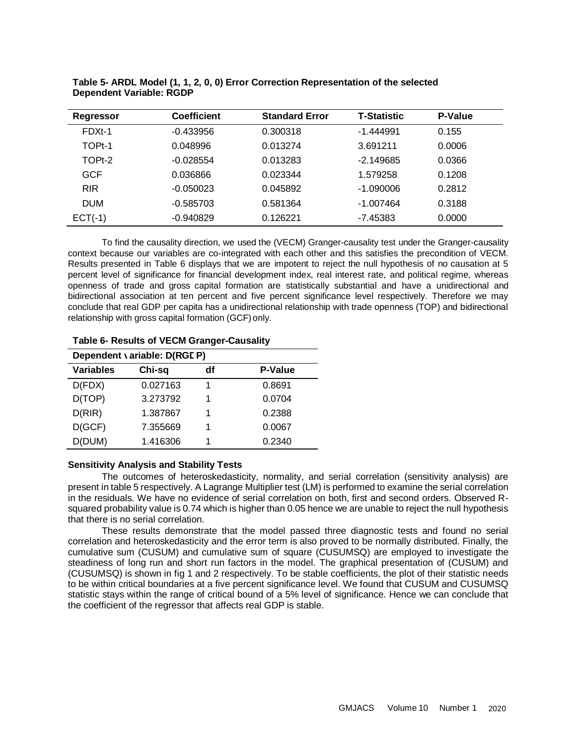**Table 5- ARDL Model (1, 1, 2, 0, 0) Error Correction Representation of the selected Dependent Variable: RGDP**

| Regressor | Coefficient | Standard Error | T-Statistic | P-Value |
|---|---|---|---|---|
| FDXt-1 | -0.433956 | 0.300318 | -1.444991 | 0.155 |
| TOPt-1 | 0.048996 | 0.013274 | 3.691211 | 0.0006 |
| TOPt-2 | -0.028554 | 0.013283 | -2.149685 | 0.0366 |
| GCF | 0.036866 | 0.023344 | 1.579258 | 0.1208 |
| RIR | -0.050023 | 0.045892 | -1.090006 | 0.2812 |
| DUM | -0.585703 | 0.581364 | -1.007464 | 0.3188 |
| ECT(-1) | -0.940829 | 0.126221 | -7.45383 | 0.0000 |

To find the causality direction, we used the (VECM) Granger-causality test under the Granger-causality context because our variables are co-integrated with each other and this satisfies the precondition of VECM. Results presented in Table 6 displays that we are impotent to reject the null hypothesis of no causation at 5 percent level of significance for financial development index, real interest rate, and political regime, whereas openness of trade and gross capital formation are statistically substantial and have a unidirectional and bidirectional association at ten percent and five percent significance level respectively. Therefore we may conclude that real GDP per capita has a unidirectional relationship with trade openness (TOP) and bidirectional relationship with gross capital formation (GCF) only.

**Table 6- Results of VECM Granger-Causality**

| Dependent Variable: D(RGDP) | | | |
|---|---|---|---|
| **Variables** | **Chi-sq** | **df** | **P-Value** |
| D(FDX) | 0.027163 | 1 | 0.8691 |
| D(TOP) | 3.273792 | 1 | 0.0704 |
| D(RIR) | 1.387867 | 1 | 0.2388 |
| D(GCF) | 7.355669 | 1 | 0.0067 |
| D(DUM) | 1.416306 | 1 | 0.2340 |

**Sensitivity Analysis and Stability Tests**

The outcomes of heteroskedasticity, normality, and serial correlation (sensitivity analysis) are present in table 5 respectively. A Lagrange Multiplier test (LM) is performed to examine the serial correlation in the residuals. We have no evidence of serial correlation on both, first and second orders. Observed R-squared probability value is 0.74 which is higher than 0.05 hence we are unable to reject the null hypothesis that there is no serial correlation.

These results demonstrate that the model passed three diagnostic tests and found no serial correlation and heteroskedasticity and the error term is also proved to be normally distributed. Finally, the cumulative sum (CUSUM) and cumulative sum of square (CUSUMSQ) are employed to investigate the steadiness of long run and short run factors in the model. The graphical presentation of (CUSUM) and (CUSUMSQ) is shown in fig 1 and 2 respectively. To be stable coefficients, the plot of their statistic needs to be within critical boundaries at a five percent significance level. We found that CUSUM and CUSUMSQ statistic stays within the range of critical bound of a 5% level of significance. Hence we can conclude that the coefficient of the regressor that affects real GDP is stable.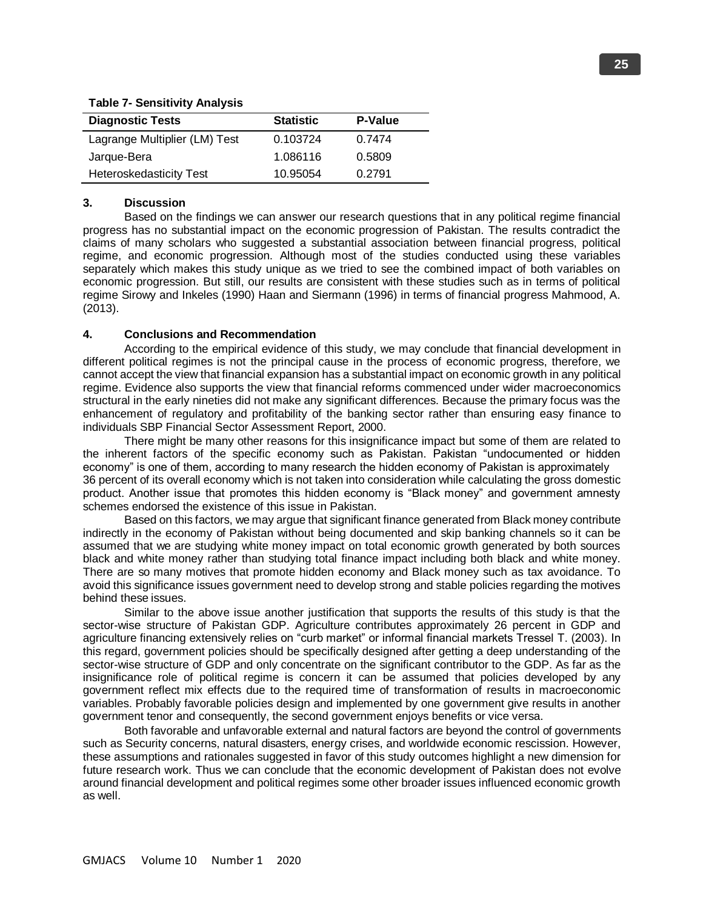**Table 7- Sensitivity Analysis**

| Diagnostic Tests | Statistic | P-Value |
|---|---|---|
| Lagrange Multiplier (LM) Test | 0.103724 | 0.7474 |
| Jarque-Bera | 1.086116 | 0.5809 |
| Heteroskedasticity Test | 10.95054 | 0.2791 |

## 3. Discussion

Based on the findings we can answer our research questions that in any political regime financial progress has no substantial impact on the economic progression of Pakistan. The results contradict the claims of many scholars who suggested a substantial association between financial progress, political regime, and economic progression. Although most of the studies conducted using these variables separately which makes this study unique as we tried to see the combined impact of both variables on economic progression. But still, our results are consistent with these studies such as in terms of political regime Sirowy and Inkeles (1990) Haan and Siermann (1996) in terms of financial progress Mahmood, A. (2013).

## 4. Conclusions and Recommendation

According to the empirical evidence of this study, we may conclude that financial development in different political regimes is not the principal cause in the process of economic progress, therefore, we cannot accept the view that financial expansion has a substantial impact on economic growth in any political regime. Evidence also supports the view that financial reforms commenced under wider macroeconomics structural in the early nineties did not make any significant differences. Because the primary focus was the enhancement of regulatory and profitability of the banking sector rather than ensuring easy finance to individuals SBP Financial Sector Assessment Report, 2000.

There might be many other reasons for this insignificance impact but some of them are related to the inherent factors of the specific economy such as Pakistan. Pakistan "undocumented or hidden economy" is one of them, according to many research the hidden economy of Pakistan is approximately 36 percent of its overall economy which is not taken into consideration while calculating the gross domestic product. Another issue that promotes this hidden economy is "Black money" and government amnesty schemes endorsed the existence of this issue in Pakistan.

Based on this factors, we may argue that significant finance generated from Black money contribute indirectly in the economy of Pakistan without being documented and skip banking channels so it can be assumed that we are studying white money impact on total economic growth generated by both sources black and white money rather than studying total finance impact including both black and white money. There are so many motives that promote hidden economy and Black money such as tax avoidance. To avoid this significance issues government need to develop strong and stable policies regarding the motives behind these issues.

Similar to the above issue another justification that supports the results of this study is that the sector-wise structure of Pakistan GDP. Agriculture contributes approximately 26 percent in GDP and agriculture financing extensively relies on "curb market" or informal financial markets Tressel T. (2003). In this regard, government policies should be specifically designed after getting a deep understanding of the sector-wise structure of GDP and only concentrate on the significant contributor to the GDP. As far as the insignificance role of political regime is concern it can be assumed that policies developed by any government reflect mix effects due to the required time of transformation of results in macroeconomic variables. Probably favorable policies design and implemented by one government give results in another government tenor and consequently, the second government enjoys benefits or vice versa.

Both favorable and unfavorable external and natural factors are beyond the control of governments such as Security concerns, natural disasters, energy crises, and worldwide economic rescission. However, these assumptions and rationales suggested in favor of this study outcomes highlight a new dimension for future research work. Thus we can conclude that the economic development of Pakistan does not evolve around financial development and political regimes some other broader issues influenced economic growth as well.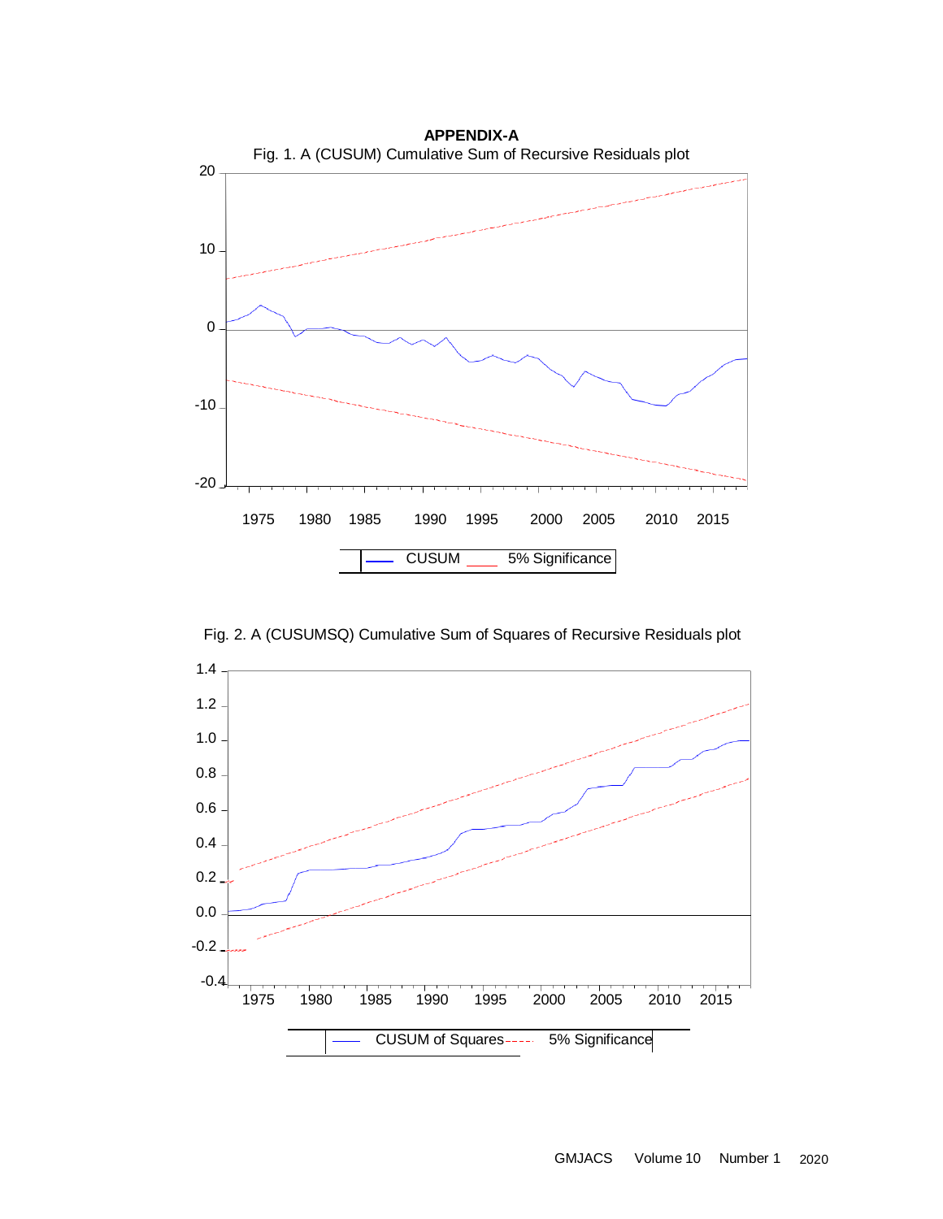# APPENDIX-A

Fig. 1. A (CUSUM) Cumulative Sum of Recursive Residuals plot

Fig. 2. A (CUSUMSQ) Cumulative Sum of Squares of Recursive Residuals plot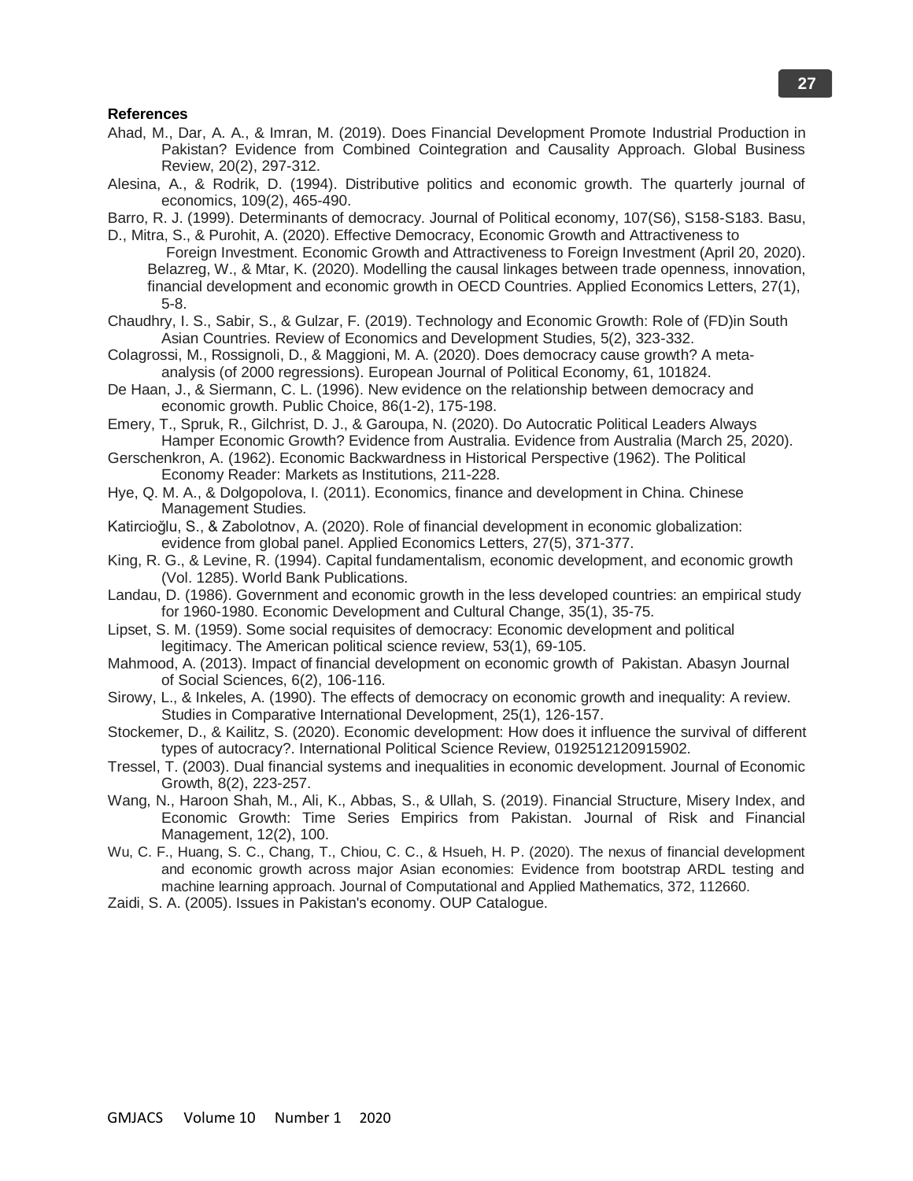**References**

Ahad, M., Dar, A. A., & Imran, M. (2019). Does Financial Development Promote Industrial Production in Pakistan? Evidence from Combined Cointegration and Causality Approach. Global Business Review, 20(2), 297-312.

Alesina, A., & Rodrik, D. (1994). Distributive politics and economic growth. The quarterly journal of economics, 109(2), 465-490.

Barro, R. J. (1999). Determinants of democracy. Journal of Political economy, 107(S6), S158-S183.

Basu, D., Mitra, S., & Purohit, A. (2020). Effective Democracy, Economic Growth and Attractiveness to Foreign Investment. Economic Growth and Attractiveness to Foreign Investment (April 20, 2020).

Belazreg, W., & Mtar, K. (2020). Modelling the causal linkages between trade openness, innovation, financial development and economic growth in OECD Countries. Applied Economics Letters, 27(1), 5-8.

Chaudhry, I. S., Sabir, S., & Gulzar, F. (2019). Technology and Economic Growth: Role of (FD)in South Asian Countries. Review of Economics and Development Studies, 5(2), 323-332.

Colagrossi, M., Rossignoli, D., & Maggioni, M. A. (2020). Does democracy cause growth? A meta-analysis (of 2000 regressions). European Journal of Political Economy, 61, 101824.

De Haan, J., & Siermann, C. L. (1996). New evidence on the relationship between democracy and economic growth. Public Choice, 86(1-2), 175-198.

Emery, T., Spruk, R., Gilchrist, D. J., & Garoupa, N. (2020). Do Autocratic Political Leaders Always Hamper Economic Growth? Evidence from Australia. Evidence from Australia (March 25, 2020).

Gerschenkron, A. (1962). Economic Backwardness in Historical Perspective (1962). The Political Economy Reader: Markets as Institutions, 211-228.

Hye, Q. M. A., & Dolgopolova, I. (2011). Economics, finance and development in China. Chinese Management Studies.

Katircioğlu, S., & Zabolotnov, A. (2020). Role of financial development in economic globalization: evidence from global panel. Applied Economics Letters, 27(5), 371-377.

King, R. G., & Levine, R. (1994). Capital fundamentalism, economic development, and economic growth (Vol. 1285). World Bank Publications.

Landau, D. (1986). Government and economic growth in the less developed countries: an empirical study for 1960-1980. Economic Development and Cultural Change, 35(1), 35-75.

Lipset, S. M. (1959). Some social requisites of democracy: Economic development and political legitimacy. The American political science review, 53(1), 69-105.

Mahmood, A. (2013). Impact of financial development on economic growth of Pakistan. Abasyn Journal of Social Sciences, 6(2), 106-116.

Sirowy, L., & Inkeles, A. (1990). The effects of democracy on economic growth and inequality: A review. Studies in Comparative International Development, 25(1), 126-157.

Stockemer, D., & Kailitz, S. (2020). Economic development: How does it influence the survival of different types of autocracy?. International Political Science Review, 0192512120915902.

Tressel, T. (2003). Dual financial systems and inequalities in economic development. Journal of Economic Growth, 8(2), 223-257.

Wang, N., Haroon Shah, M., Ali, K., Abbas, S., & Ullah, S. (2019). Financial Structure, Misery Index, and Economic Growth: Time Series Empirics from Pakistan. Journal of Risk and Financial Management, 12(2), 100.

Wu, C. F., Huang, S. C., Chang, T., Chiou, C. C., & Hsueh, H. P. (2020). The nexus of financial development and economic growth across major Asian economies: Evidence from bootstrap ARDL testing and machine learning approach. Journal of Computational and Applied Mathematics, 372, 112660.

Zaidi, S. A. (2005). Issues in Pakistan's economy. OUP Catalogue.